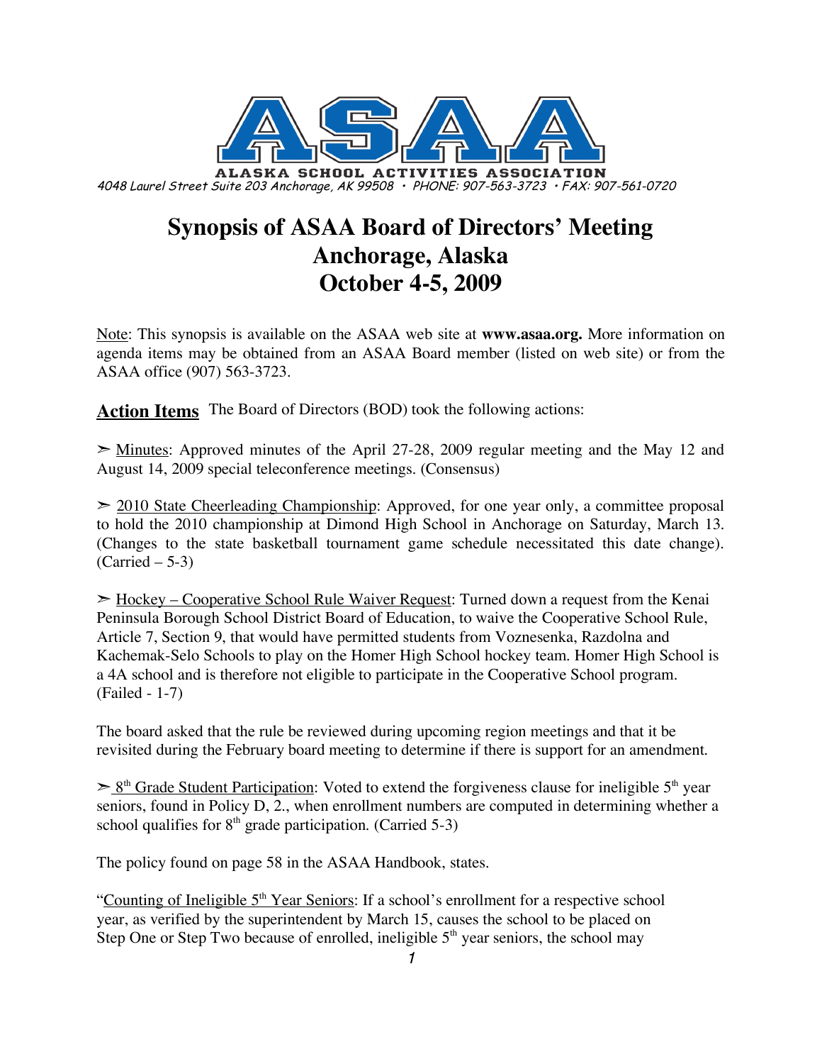ALASKA SCHOOL ACTIVITIES ASSOCIATION

4048 Laurel Street Suite 203 Anchorage, AK 99508 • PHONE: 907-563-3723 • FAX: 907-561-0720

# Synopsis of ASAA Board of Directors' Meeting
# Anchorage, Alaska
# October 4-5, 2009

Note: This synopsis is available on the ASAA web site at **www.asaa.org.** More information on agenda items may be obtained from an ASAA Board member (listed on web site) or from the ASAA office (907) 563-3723.

## Action Items

The Board of Directors (BOD) took the following actions:

➢ Minutes: Approved minutes of the April 27-28, 2009 regular meeting and the May 12 and August 14, 2009 special teleconference meetings. (Consensus)

➢ 2010 State Cheerleading Championship: Approved, for one year only, a committee proposal to hold the 2010 championship at Dimond High School in Anchorage on Saturday, March 13. (Changes to the state basketball tournament game schedule necessitated this date change). (Carried – 5-3)

➢ Hockey – Cooperative School Rule Waiver Request: Turned down a request from the Kenai Peninsula Borough School District Board of Education, to waive the Cooperative School Rule, Article 7, Section 9, that would have permitted students from Voznesenka, Razdolna and Kachemak-Selo Schools to play on the Homer High School hockey team. Homer High School is a 4A school and is therefore not eligible to participate in the Cooperative School program. (Failed - 1-7)

The board asked that the rule be reviewed during upcoming region meetings and that it be revisited during the February board meeting to determine if there is support for an amendment.

➢ 8th Grade Student Participation: Voted to extend the forgiveness clause for ineligible 5th year seniors, found in Policy D, 2., when enrollment numbers are computed in determining whether a school qualifies for 8th grade participation. (Carried 5-3)

The policy found on page 58 in the ASAA Handbook, states.

"Counting of Ineligible 5th Year Seniors: If a school's enrollment for a respective school year, as verified by the superintendent by March 15, causes the school to be placed on Step One or Step Two because of enrolled, ineligible 5th year seniors, the school may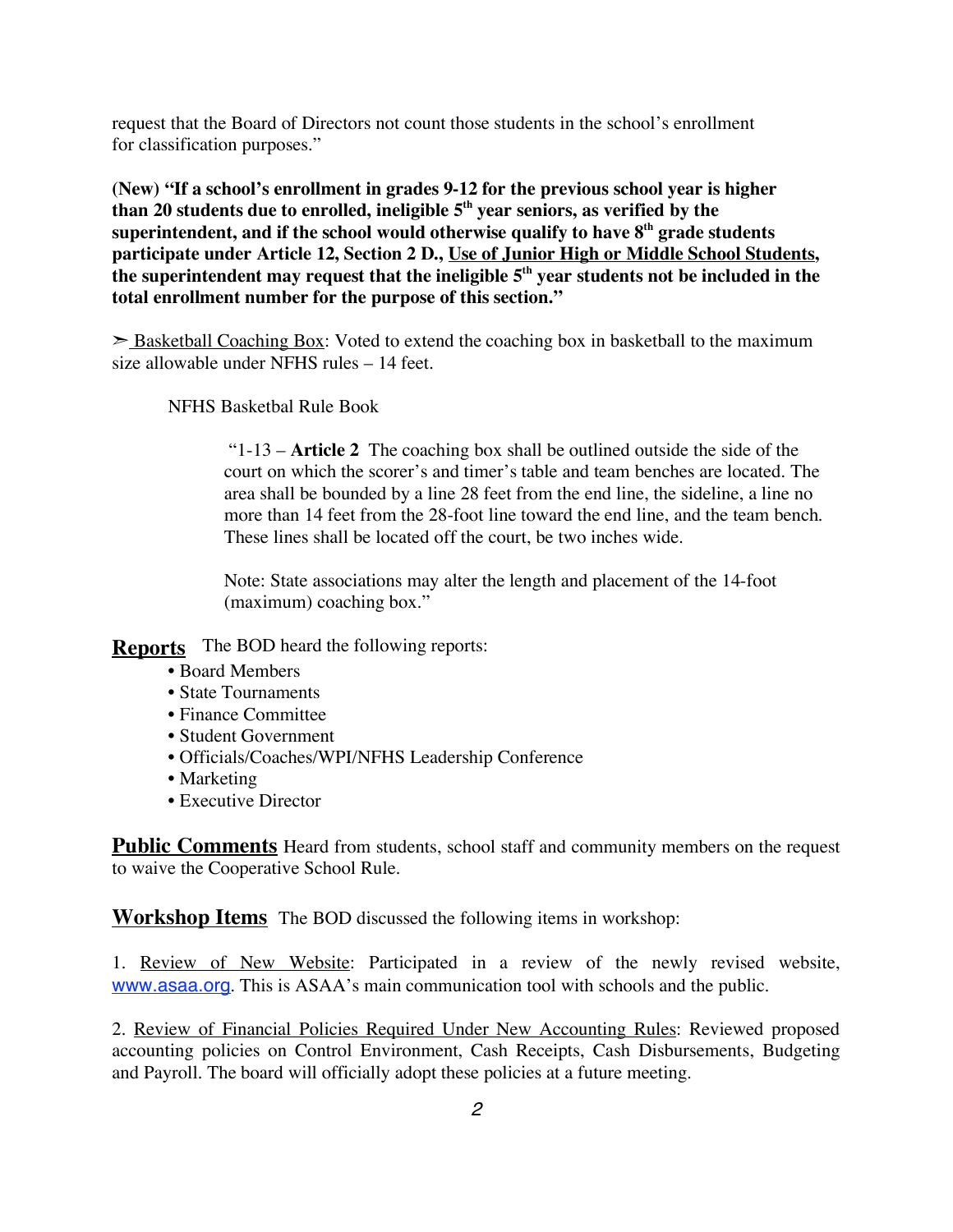request that the Board of Directors not count those students in the school's enrollment for classification purposes."

**(New) "If a school's enrollment in grades 9-12 for the previous school year is higher than 20 students due to enrolled, ineligible 5th year seniors, as verified by the superintendent, and if the school would otherwise qualify to have 8th grade students participate under Article 12, Section 2 D., Use of Junior High or Middle School Students, the superintendent may request that the ineligible 5th year students not be included in the total enrollment number for the purpose of this section."**

➢ Basketball Coaching Box: Voted to extend the coaching box in basketball to the maximum size allowable under NFHS rules – 14 feet.

NFHS Basketbal Rule Book

> "1-13 – **Article 2** The coaching box shall be outlined outside the side of the court on which the scorer's and timer's table and team benches are located. The area shall be bounded by a line 28 feet from the end line, the sideline, a line no more than 14 feet from the 28-foot line toward the end line, and the team bench. These lines shall be located off the court, be two inches wide.
>
> Note: State associations may alter the length and placement of the 14-foot (maximum) coaching box."

**Reports** The BOD heard the following reports:

- Board Members
- State Tournaments
- Finance Committee
- Student Government
- Officials/Coaches/WPI/NFHS Leadership Conference
- Marketing
- Executive Director

**Public Comments** Heard from students, school staff and community members on the request to waive the Cooperative School Rule.

**Workshop Items** The BOD discussed the following items in workshop:

1. Review of New Website: Participated in a review of the newly revised website, www.asaa.org. This is ASAA's main communication tool with schools and the public.

2. Review of Financial Policies Required Under New Accounting Rules: Reviewed proposed accounting policies on Control Environment, Cash Receipts, Cash Disbursements, Budgeting and Payroll. The board will officially adopt these policies at a future meeting.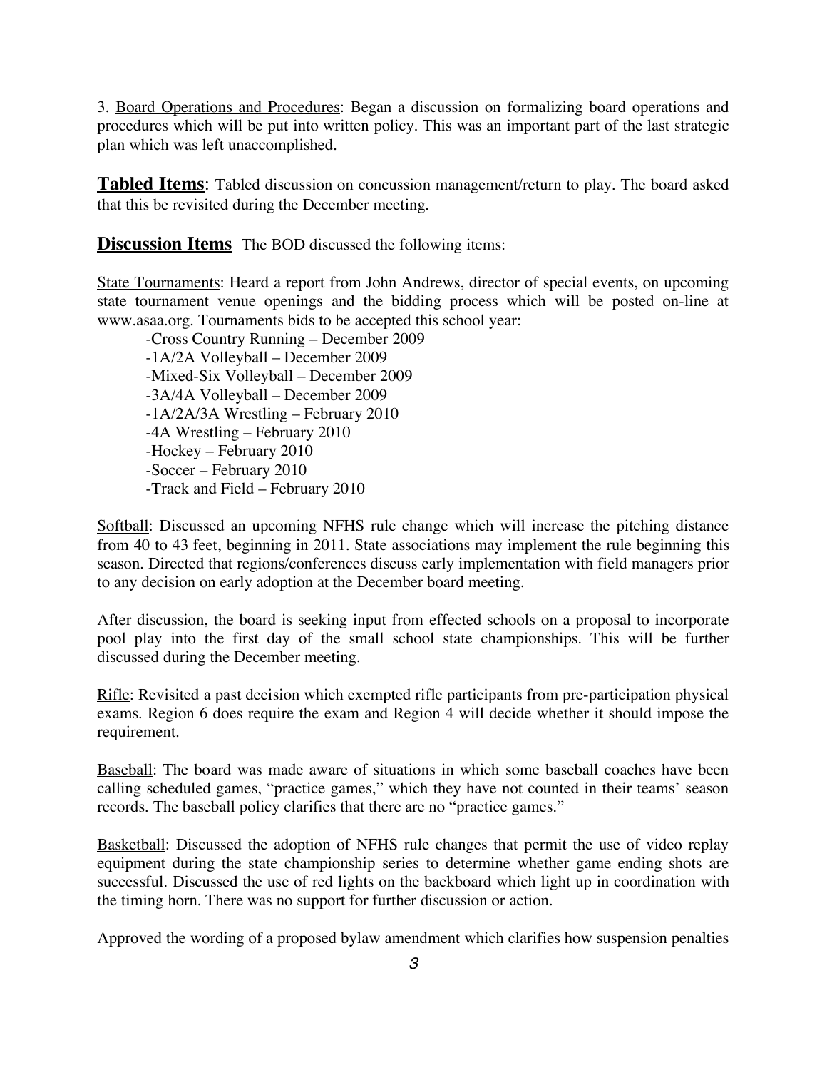3. <u>Board Operations and Procedures</u>: Began a discussion on formalizing board operations and procedures which will be put into written policy. This was an important part of the last strategic plan which was left unaccomplished.

**<u>Tabled Items</u>**: Tabled discussion on concussion management/return to play. The board asked that this be revisited during the December meeting.

**<u>Discussion Items</u>** The BOD discussed the following items:

<u>State Tournaments</u>: Heard a report from John Andrews, director of special events, on upcoming state tournament venue openings and the bidding process which will be posted on-line at www.asaa.org. Tournaments bids to be accepted this school year:

- -Cross Country Running – December 2009
- -1A/2A Volleyball – December 2009
- -Mixed-Six Volleyball – December 2009
- -3A/4A Volleyball – December 2009
- -1A/2A/3A Wrestling – February 2010
- -4A Wrestling – February 2010
- -Hockey – February 2010
- -Soccer – February 2010
- -Track and Field – February 2010

<u>Softball</u>: Discussed an upcoming NFHS rule change which will increase the pitching distance from 40 to 43 feet, beginning in 2011. State associations may implement the rule beginning this season. Directed that regions/conferences discuss early implementation with field managers prior to any decision on early adoption at the December board meeting.

After discussion, the board is seeking input from effected schools on a proposal to incorporate pool play into the first day of the small school state championships. This will be further discussed during the December meeting.

<u>Rifle</u>: Revisited a past decision which exempted rifle participants from pre-participation physical exams. Region 6 does require the exam and Region 4 will decide whether it should impose the requirement.

<u>Baseball</u>: The board was made aware of situations in which some baseball coaches have been calling scheduled games, "practice games," which they have not counted in their teams' season records. The baseball policy clarifies that there are no "practice games."

<u>Basketball</u>: Discussed the adoption of NFHS rule changes that permit the use of video replay equipment during the state championship series to determine whether game ending shots are successful. Discussed the use of red lights on the backboard which light up in coordination with the timing horn. There was no support for further discussion or action.

Approved the wording of a proposed bylaw amendment which clarifies how suspension penalties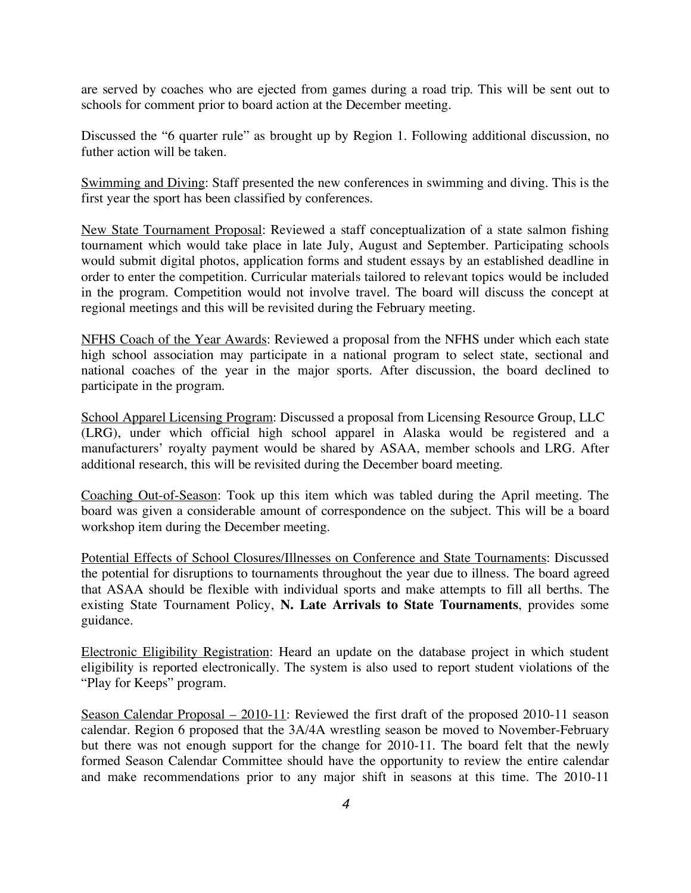are served by coaches who are ejected from games during a road trip. This will be sent out to schools for comment prior to board action at the December meeting.

Discussed the "6 quarter rule" as brought up by Region 1. Following additional discussion, no futher action will be taken.

<u>Swimming and Diving</u>: Staff presented the new conferences in swimming and diving. This is the first year the sport has been classified by conferences.

<u>New State Tournament Proposal</u>: Reviewed a staff conceptualization of a state salmon fishing tournament which would take place in late July, August and September. Participating schools would submit digital photos, application forms and student essays by an established deadline in order to enter the competition. Curricular materials tailored to relevant topics would be included in the program. Competition would not involve travel. The board will discuss the concept at regional meetings and this will be revisited during the February meeting.

<u>NFHS Coach of the Year Awards</u>: Reviewed a proposal from the NFHS under which each state high school association may participate in a national program to select state, sectional and national coaches of the year in the major sports. After discussion, the board declined to participate in the program.

<u>School Apparel Licensing Program</u>: Discussed a proposal from Licensing Resource Group, LLC (LRG), under which official high school apparel in Alaska would be registered and a manufacturers' royalty payment would be shared by ASAA, member schools and LRG. After additional research, this will be revisited during the December board meeting.

<u>Coaching Out-of-Season</u>: Took up this item which was tabled during the April meeting. The board was given a considerable amount of correspondence on the subject. This will be a board workshop item during the December meeting.

<u>Potential Effects of School Closures/Illnesses on Conference and State Tournaments</u>: Discussed the potential for disruptions to tournaments throughout the year due to illness. The board agreed that ASAA should be flexible with individual sports and make attempts to fill all berths. The existing State Tournament Policy, **N. Late Arrivals to State Tournaments**, provides some guidance.

<u>Electronic Eligibility Registration</u>: Heard an update on the database project in which student eligibility is reported electronically. The system is also used to report student violations of the "Play for Keeps" program.

<u>Season Calendar Proposal – 2010-11</u>: Reviewed the first draft of the proposed 2010-11 season calendar. Region 6 proposed that the 3A/4A wrestling season be moved to November-February but there was not enough support for the change for 2010-11. The board felt that the newly formed Season Calendar Committee should have the opportunity to review the entire calendar and make recommendations prior to any major shift in seasons at this time. The 2010-11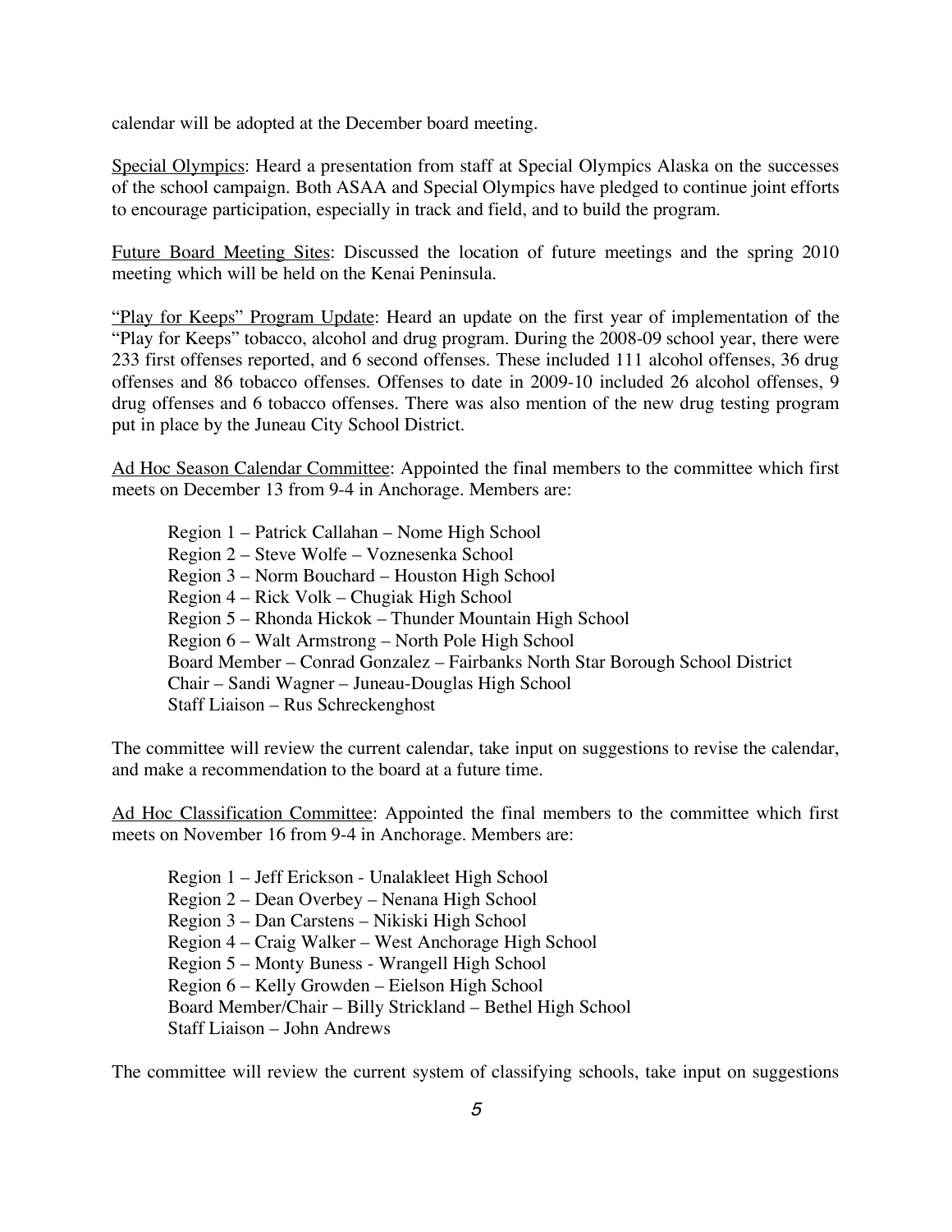calendar will be adopted at the December board meeting.

<u>Special Olympics</u>: Heard a presentation from staff at Special Olympics Alaska on the successes of the school campaign. Both ASAA and Special Olympics have pledged to continue joint efforts to encourage participation, especially in track and field, and to build the program.

<u>Future Board Meeting Sites</u>: Discussed the location of future meetings and the spring 2010 meeting which will be held on the Kenai Peninsula.

<u>"Play for Keeps" Program Update</u>: Heard an update on the first year of implementation of the "Play for Keeps" tobacco, alcohol and drug program. During the 2008-09 school year, there were 233 first offenses reported, and 6 second offenses. These included 111 alcohol offenses, 36 drug offenses and 86 tobacco offenses. Offenses to date in 2009-10 included 26 alcohol offenses, 9 drug offenses and 6 tobacco offenses. There was also mention of the new drug testing program put in place by the Juneau City School District.

<u>Ad Hoc Season Calendar Committee</u>: Appointed the final members to the committee which first meets on December 13 from 9-4 in Anchorage. Members are:

- Region 1 – Patrick Callahan – Nome High School
- Region 2 – Steve Wolfe – Voznesenka School
- Region 3 – Norm Bouchard – Houston High School
- Region 4 – Rick Volk – Chugiak High School
- Region 5 – Rhonda Hickok – Thunder Mountain High School
- Region 6 – Walt Armstrong – North Pole High School
- Board Member – Conrad Gonzalez – Fairbanks North Star Borough School District
- Chair – Sandi Wagner – Juneau-Douglas High School
- Staff Liaison – Rus Schreckenghost

The committee will review the current calendar, take input on suggestions to revise the calendar, and make a recommendation to the board at a future time.

<u>Ad Hoc Classification Committee</u>: Appointed the final members to the committee which first meets on November 16 from 9-4 in Anchorage. Members are:

- Region 1 – Jeff Erickson - Unalakleet High School
- Region 2 – Dean Overbey – Nenana High School
- Region 3 – Dan Carstens – Nikiski High School
- Region 4 – Craig Walker – West Anchorage High School
- Region 5 – Monty Buness - Wrangell High School
- Region 6 – Kelly Growden – Eielson High School
- Board Member/Chair – Billy Strickland – Bethel High School
- Staff Liaison – John Andrews

The committee will review the current system of classifying schools, take input on suggestions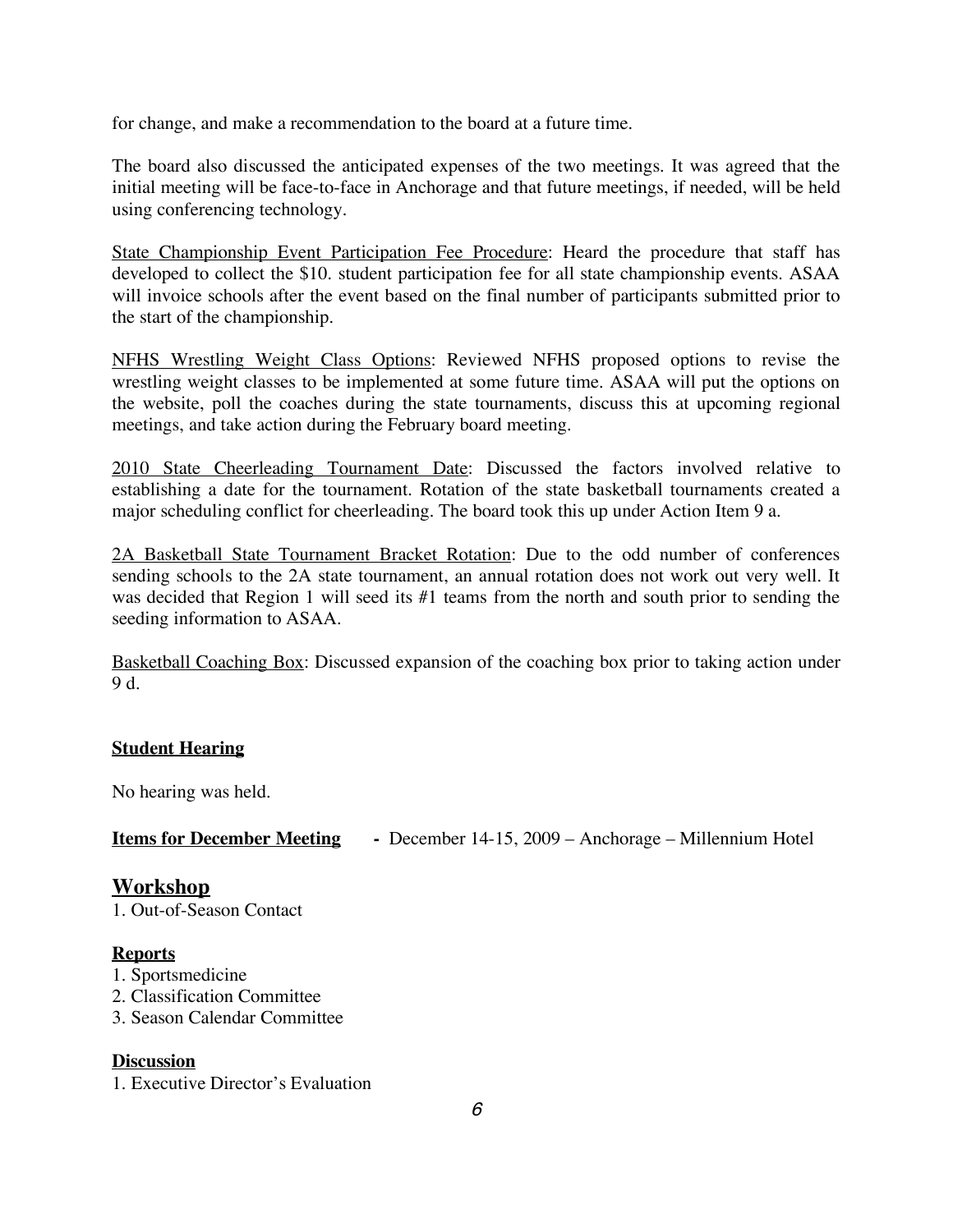for change, and make a recommendation to the board at a future time.

The board also discussed the anticipated expenses of the two meetings. It was agreed that the initial meeting will be face-to-face in Anchorage and that future meetings, if needed, will be held using conferencing technology.

State Championship Event Participation Fee Procedure: Heard the procedure that staff has developed to collect the $10. student participation fee for all state championship events. ASAA will invoice schools after the event based on the final number of participants submitted prior to the start of the championship.

NFHS Wrestling Weight Class Options: Reviewed NFHS proposed options to revise the wrestling weight classes to be implemented at some future time. ASAA will put the options on the website, poll the coaches during the state tournaments, discuss this at upcoming regional meetings, and take action during the February board meeting.

2010 State Cheerleading Tournament Date: Discussed the factors involved relative to establishing a date for the tournament. Rotation of the state basketball tournaments created a major scheduling conflict for cheerleading. The board took this up under Action Item 9 a.

2A Basketball State Tournament Bracket Rotation: Due to the odd number of conferences sending schools to the 2A state tournament, an annual rotation does not work out very well. It was decided that Region 1 will seed its #1 teams from the north and south prior to sending the seeding information to ASAA.

Basketball Coaching Box: Discussed expansion of the coaching box prior to taking action under 9 d.

**Student Hearing**

No hearing was held.

**Items for December Meeting** - December 14-15, 2009 – Anchorage – Millennium Hotel

## Workshop

1. Out-of-Season Contact

**Reports**

1. Sportsmedicine
2. Classification Committee
3. Season Calendar Committee

**Discussion**

1. Executive Director's Evaluation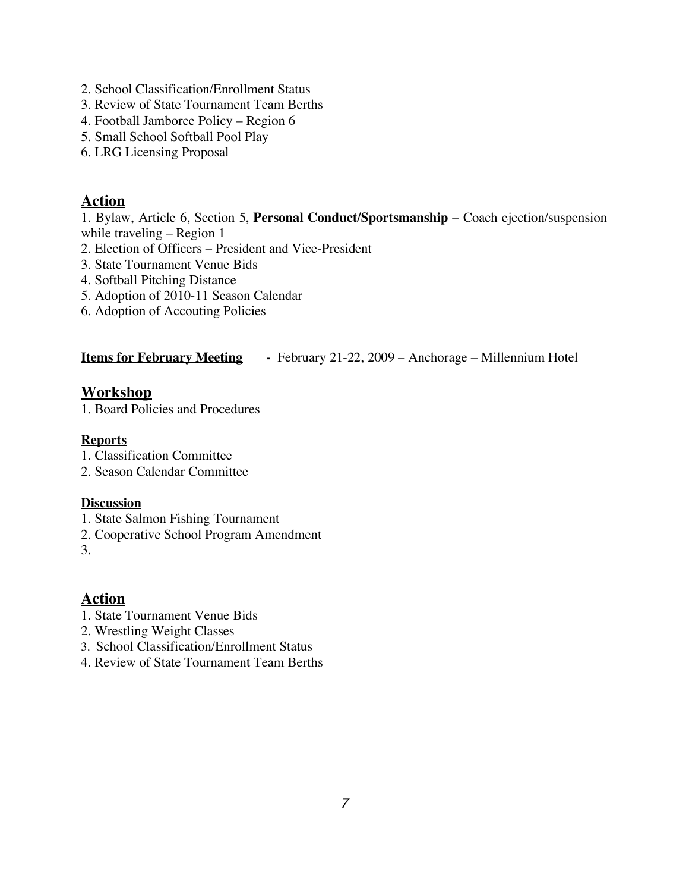2. School Classification/Enrollment Status
3. Review of State Tournament Team Berths
4. Football Jamboree Policy – Region 6
5. Small School Softball Pool Play
6. LRG Licensing Proposal

## Action

1. Bylaw, Article 6, Section 5, **Personal Conduct/Sportsmanship** – Coach ejection/suspension while traveling – Region 1
2. Election of Officers – President and Vice-President
3. State Tournament Venue Bids
4. Softball Pitching Distance
5. Adoption of 2010-11 Season Calendar
6. Adoption of Accouting Policies

**Items for February Meeting** - February 21-22, 2009 – Anchorage – Millennium Hotel

## Workshop

1. Board Policies and Procedures

### Reports

1. Classification Committee
2. Season Calendar Committee

### Discussion

1. State Salmon Fishing Tournament
2. Cooperative School Program Amendment
3.

## Action

1. State Tournament Venue Bids
2. Wrestling Weight Classes
3. School Classification/Enrollment Status
4. Review of State Tournament Team Berths